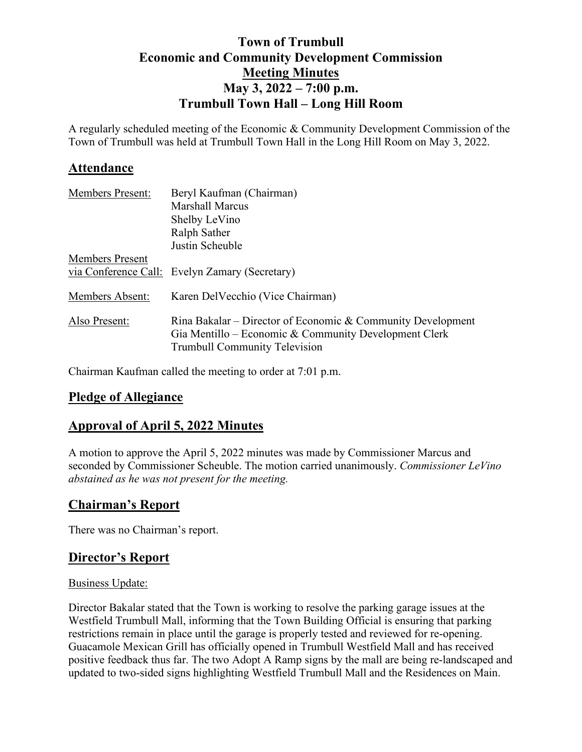# Town of Trumbull
# Economic and Community Development Commission
# Meeting Minutes
# May 3, 2022 – 7:00 p.m.
# Trumbull Town Hall – Long Hill Room

A regularly scheduled meeting of the Economic & Community Development Commission of the Town of Trumbull was held at Trumbull Town Hall in the Long Hill Room on May 3, 2022.

## Attendance

| | |
|---|---|
| Members Present: | Beryl Kaufman (Chairman) |
| | Marshall Marcus |
| | Shelby LeVino |
| | Ralph Sather |
| | Justin Scheuble |
| Members Present via Conference Call: | Evelyn Zamary (Secretary) |
| Members Absent: | Karen DelVecchio (Vice Chairman) |
| Also Present: | Rina Bakalar – Director of Economic & Community Development |
| | Gia Mentillo – Economic & Community Development Clerk |
| | Trumbull Community Television |

Chairman Kaufman called the meeting to order at 7:01 p.m.

## Pledge of Allegiance

## Approval of April 5, 2022 Minutes

A motion to approve the April 5, 2022 minutes was made by Commissioner Marcus and seconded by Commissioner Scheuble. The motion carried unanimously. *Commissioner LeVino abstained as he was not present for the meeting.*

## Chairman's Report

There was no Chairman's report.

## Director's Report

Business Update:

Director Bakalar stated that the Town is working to resolve the parking garage issues at the Westfield Trumbull Mall, informing that the Town Building Official is ensuring that parking restrictions remain in place until the garage is properly tested and reviewed for re-opening. Guacamole Mexican Grill has officially opened in Trumbull Westfield Mall and has received positive feedback thus far. The two Adopt A Ramp signs by the mall are being re-landscaped and updated to two-sided signs highlighting Westfield Trumbull Mall and the Residences on Main.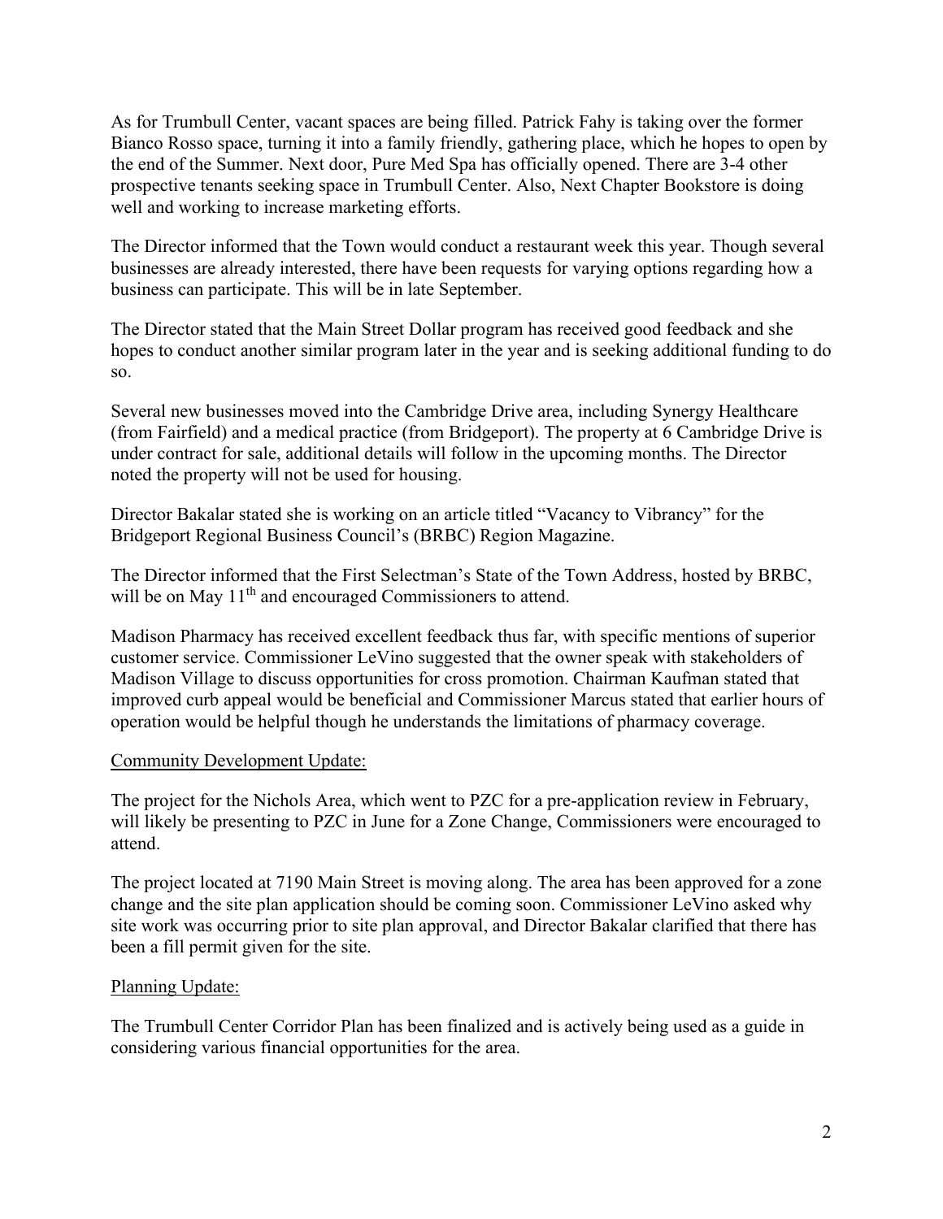As for Trumbull Center, vacant spaces are being filled. Patrick Fahy is taking over the former Bianco Rosso space, turning it into a family friendly, gathering place, which he hopes to open by the end of the Summer. Next door, Pure Med Spa has officially opened. There are 3-4 other prospective tenants seeking space in Trumbull Center. Also, Next Chapter Bookstore is doing well and working to increase marketing efforts.

The Director informed that the Town would conduct a restaurant week this year. Though several businesses are already interested, there have been requests for varying options regarding how a business can participate. This will be in late September.

The Director stated that the Main Street Dollar program has received good feedback and she hopes to conduct another similar program later in the year and is seeking additional funding to do so.

Several new businesses moved into the Cambridge Drive area, including Synergy Healthcare (from Fairfield) and a medical practice (from Bridgeport). The property at 6 Cambridge Drive is under contract for sale, additional details will follow in the upcoming months. The Director noted the property will not be used for housing.

Director Bakalar stated she is working on an article titled "Vacancy to Vibrancy" for the Bridgeport Regional Business Council's (BRBC) Region Magazine.

The Director informed that the First Selectman's State of the Town Address, hosted by BRBC, will be on May 11th and encouraged Commissioners to attend.

Madison Pharmacy has received excellent feedback thus far, with specific mentions of superior customer service. Commissioner LeVino suggested that the owner speak with stakeholders of Madison Village to discuss opportunities for cross promotion. Chairman Kaufman stated that improved curb appeal would be beneficial and Commissioner Marcus stated that earlier hours of operation would be helpful though he understands the limitations of pharmacy coverage.

Community Development Update:

The project for the Nichols Area, which went to PZC for a pre-application review in February, will likely be presenting to PZC in June for a Zone Change, Commissioners were encouraged to attend.

The project located at 7190 Main Street is moving along. The area has been approved for a zone change and the site plan application should be coming soon. Commissioner LeVino asked why site work was occurring prior to site plan approval, and Director Bakalar clarified that there has been a fill permit given for the site.

Planning Update:

The Trumbull Center Corridor Plan has been finalized and is actively being used as a guide in considering various financial opportunities for the area.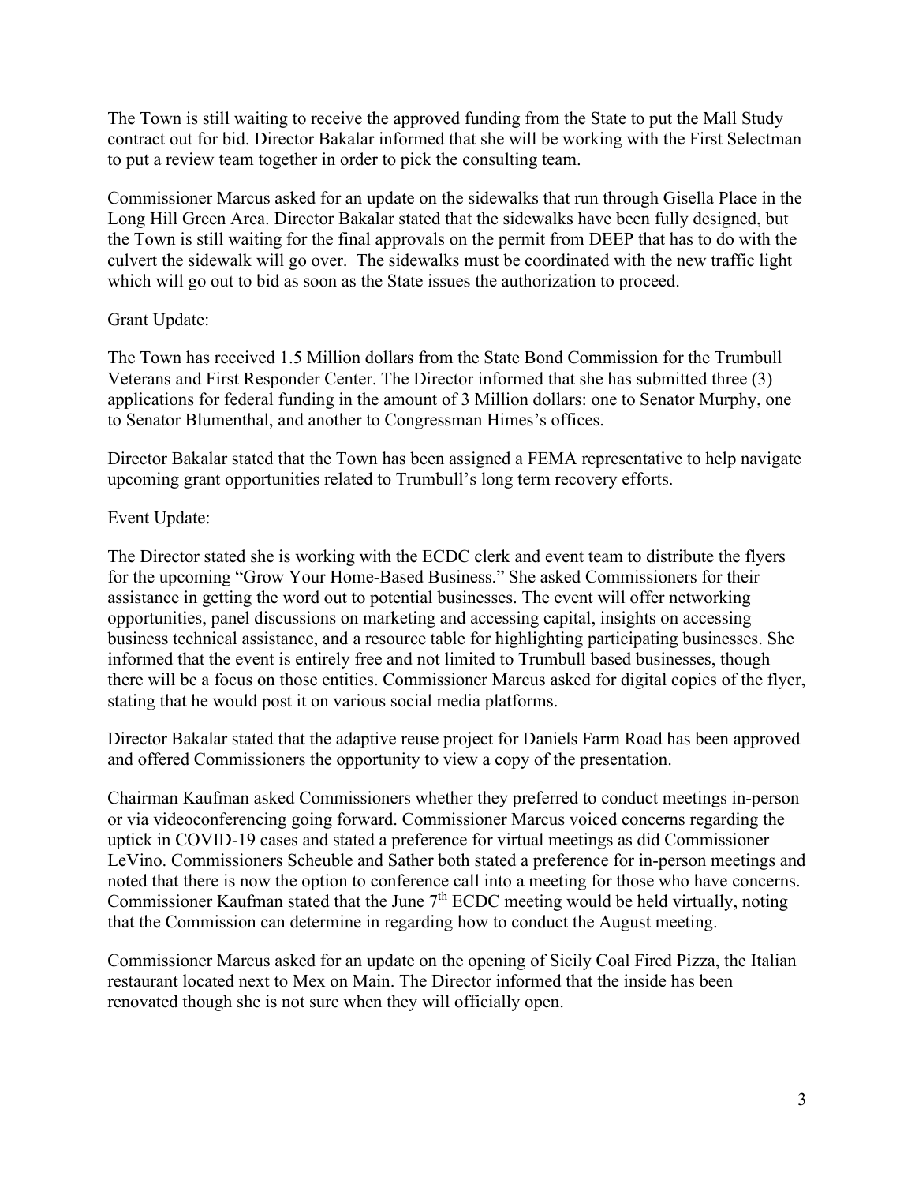The Town is still waiting to receive the approved funding from the State to put the Mall Study contract out for bid. Director Bakalar informed that she will be working with the First Selectman to put a review team together in order to pick the consulting team.

Commissioner Marcus asked for an update on the sidewalks that run through Gisella Place in the Long Hill Green Area. Director Bakalar stated that the sidewalks have been fully designed, but the Town is still waiting for the final approvals on the permit from DEEP that has to do with the culvert the sidewalk will go over. The sidewalks must be coordinated with the new traffic light which will go out to bid as soon as the State issues the authorization to proceed.

<u>Grant Update:</u>

The Town has received 1.5 Million dollars from the State Bond Commission for the Trumbull Veterans and First Responder Center. The Director informed that she has submitted three (3) applications for federal funding in the amount of 3 Million dollars: one to Senator Murphy, one to Senator Blumenthal, and another to Congressman Himes's offices.

Director Bakalar stated that the Town has been assigned a FEMA representative to help navigate upcoming grant opportunities related to Trumbull's long term recovery efforts.

<u>Event Update:</u>

The Director stated she is working with the ECDC clerk and event team to distribute the flyers for the upcoming "Grow Your Home-Based Business." She asked Commissioners for their assistance in getting the word out to potential businesses. The event will offer networking opportunities, panel discussions on marketing and accessing capital, insights on accessing business technical assistance, and a resource table for highlighting participating businesses. She informed that the event is entirely free and not limited to Trumbull based businesses, though there will be a focus on those entities. Commissioner Marcus asked for digital copies of the flyer, stating that he would post it on various social media platforms.

Director Bakalar stated that the adaptive reuse project for Daniels Farm Road has been approved and offered Commissioners the opportunity to view a copy of the presentation.

Chairman Kaufman asked Commissioners whether they preferred to conduct meetings in-person or via videoconferencing going forward. Commissioner Marcus voiced concerns regarding the uptick in COVID-19 cases and stated a preference for virtual meetings as did Commissioner LeVino. Commissioners Scheuble and Sather both stated a preference for in-person meetings and noted that there is now the option to conference call into a meeting for those who have concerns. Commissioner Kaufman stated that the June 7th ECDC meeting would be held virtually, noting that the Commission can determine in regarding how to conduct the August meeting.

Commissioner Marcus asked for an update on the opening of Sicily Coal Fired Pizza, the Italian restaurant located next to Mex on Main. The Director informed that the inside has been renovated though she is not sure when they will officially open.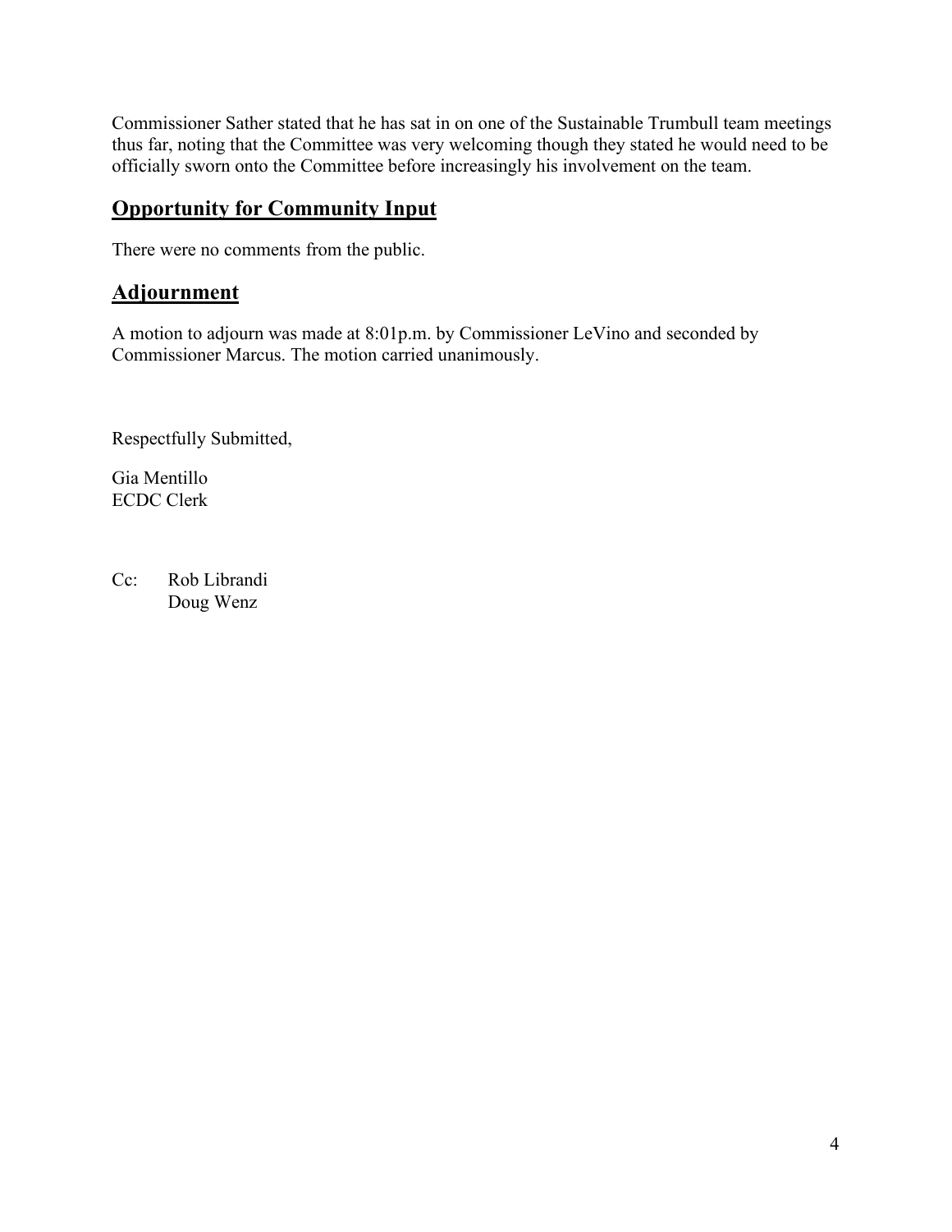Commissioner Sather stated that he has sat in on one of the Sustainable Trumbull team meetings thus far, noting that the Committee was very welcoming though they stated he would need to be officially sworn onto the Committee before increasingly his involvement on the team.

## Opportunity for Community Input

There were no comments from the public.

## Adjournment

A motion to adjourn was made at 8:01p.m. by Commissioner LeVino and seconded by Commissioner Marcus. The motion carried unanimously.

Respectfully Submitted,

Gia Mentillo
ECDC Clerk

Cc: Rob Librandi
Doug Wenz